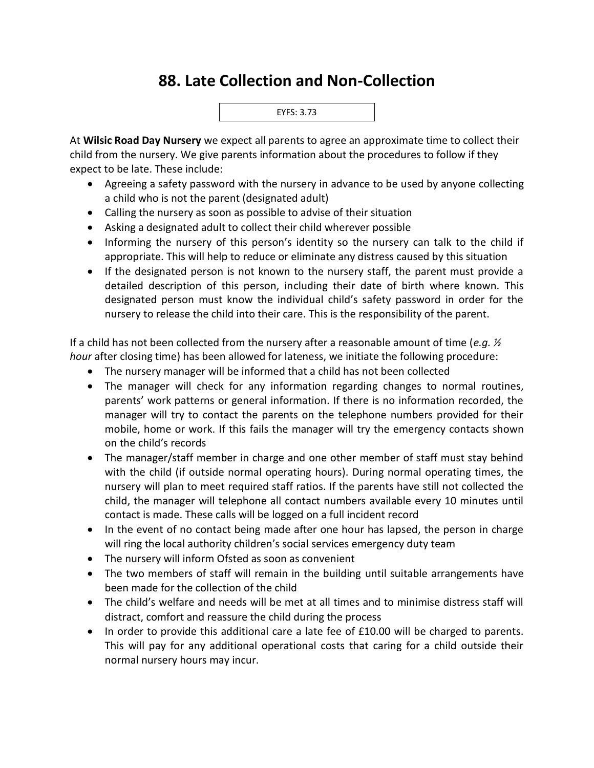# 88. Late Collection and Non-Collection

EYFS: 3.73

At **Wilsic Road Day Nursery** we expect all parents to agree an approximate time to collect their child from the nursery. We give parents information about the procedures to follow if they expect to be late. These include:

- Agreeing a safety password with the nursery in advance to be used by anyone collecting a child who is not the parent (designated adult)
- Calling the nursery as soon as possible to advise of their situation
- Asking a designated adult to collect their child wherever possible
- Informing the nursery of this person's identity so the nursery can talk to the child if appropriate. This will help to reduce or eliminate any distress caused by this situation
- If the designated person is not known to the nursery staff, the parent must provide a detailed description of this person, including their date of birth where known. This designated person must know the individual child's safety password in order for the nursery to release the child into their care. This is the responsibility of the parent.

If a child has not been collected from the nursery after a reasonable amount of time (*e.g. ½ hour* after closing time) has been allowed for lateness, we initiate the following procedure:

- The nursery manager will be informed that a child has not been collected
- The manager will check for any information regarding changes to normal routines, parents' work patterns or general information. If there is no information recorded, the manager will try to contact the parents on the telephone numbers provided for their mobile, home or work. If this fails the manager will try the emergency contacts shown on the child's records
- The manager/staff member in charge and one other member of staff must stay behind with the child (if outside normal operating hours). During normal operating times, the nursery will plan to meet required staff ratios. If the parents have still not collected the child, the manager will telephone all contact numbers available every 10 minutes until contact is made. These calls will be logged on a full incident record
- In the event of no contact being made after one hour has lapsed, the person in charge will ring the local authority children's social services emergency duty team
- The nursery will inform Ofsted as soon as convenient
- The two members of staff will remain in the building until suitable arrangements have been made for the collection of the child
- The child's welfare and needs will be met at all times and to minimise distress staff will distract, comfort and reassure the child during the process
- In order to provide this additional care a late fee of £10.00 will be charged to parents. This will pay for any additional operational costs that caring for a child outside their normal nursery hours may incur.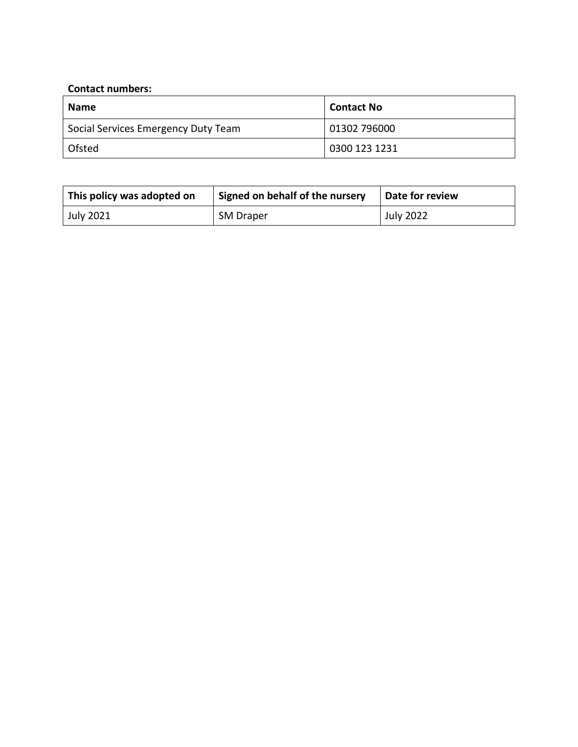**Contact numbers:**

| Name | Contact No |
|---|---|
| Social Services Emergency Duty Team | 01302 796000 |
| Ofsted | 0300 123 1231 |

| This policy was adopted on | Signed on behalf of the nursery | Date for review |
|---|---|---|
| July 2021 | SM Draper | July 2022 |